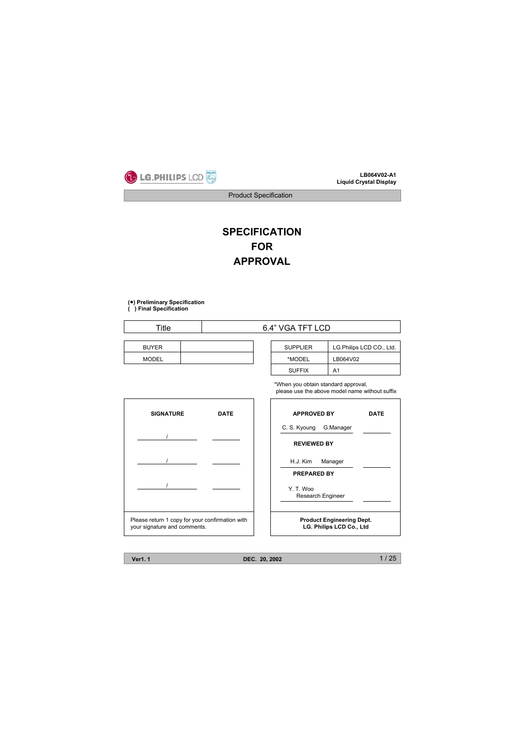LB064V02-A1
Liquid Crystal Display

Product Specification

# SPECIFICATION
# FOR
# APPROVAL

**(●) Preliminary Specification**
**( ) Final Specification**

| Title | 6.4" VGA TFT LCD |
|---|---|

| BUYER | |
|---|---|
| MODEL | |

| SUPPLIER | LG.Philips LCD CO., Ltd. |
|---|---|
| *MODEL | LB064V02 |
| SUFFIX | A1 |

*When you obtain standard approval, please use the above model name without suffix

| SIGNATURE | DATE |
|---|---|
| / | |
| / | |
| / | |

Please return 1 copy for your confirmation with your signature and comments.

| APPROVED BY | DATE |
|---|---|
| C. S. Kyoung G.Manager | |
| **REVIEWED BY** | |
| H.J. Kim Manager | |
| **PREPARED BY** | |
| Y. T. Woo Research Engineer | |

**Product Engineering Dept.**
**LG. Philips LCD Co., Ltd**

**Ver1. 1** **DEC. 20, 2002**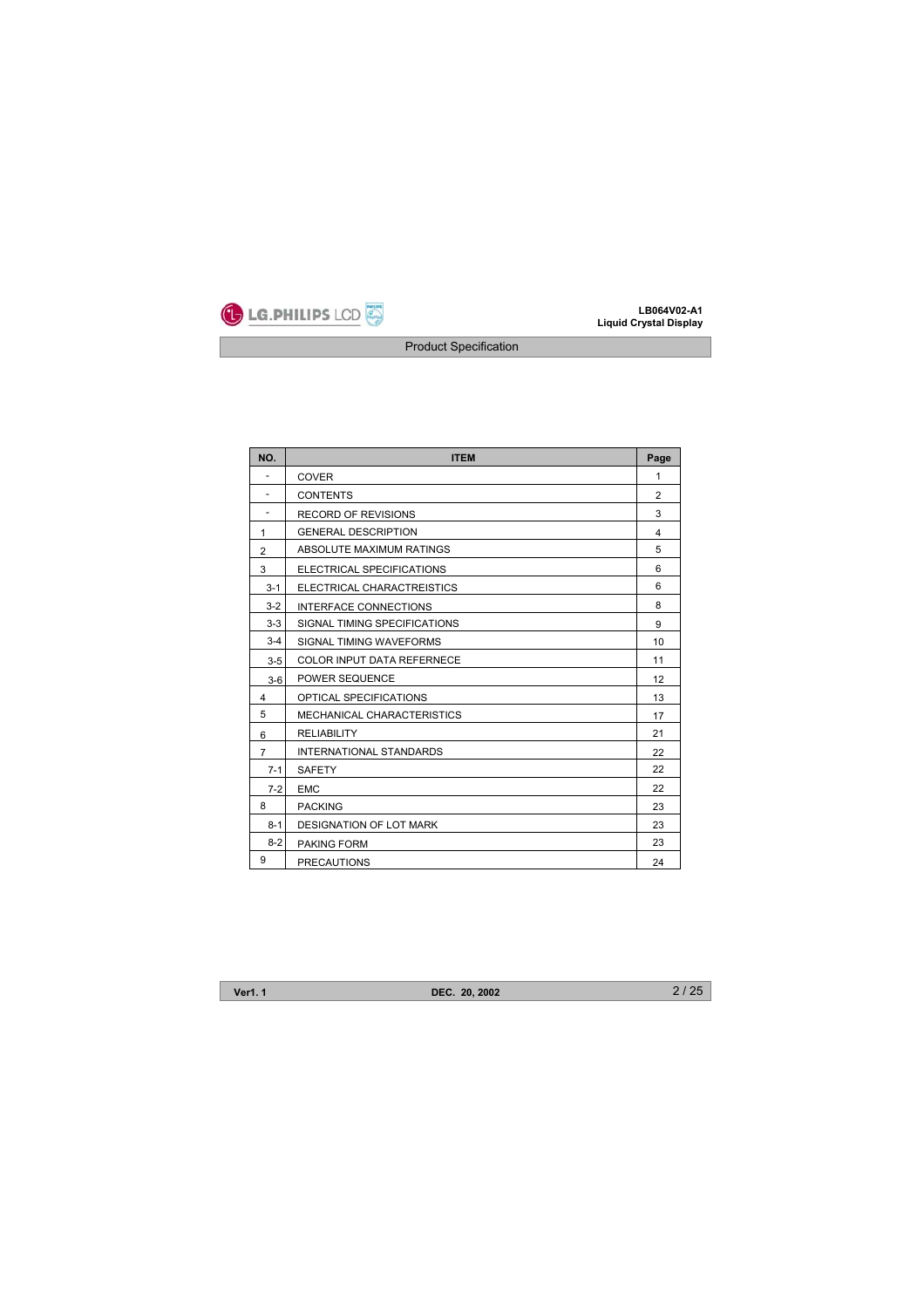| NO. | ITEM | Page |
|---|---|---|
| - | COVER | 1 |
| - | CONTENTS | 2 |
| - | RECORD OF REVISIONS | 3 |
| 1 | GENERAL DESCRIPTION | 4 |
| 2 | ABSOLUTE MAXIMUM RATINGS | 5 |
| 3 | ELECTRICAL SPECIFICATIONS | 6 |
| 3-1 | ELECTRICAL CHARACTREISTICS | 6 |
| 3-2 | INTERFACE CONNECTIONS | 8 |
| 3-3 | SIGNAL TIMING SPECIFICATIONS | 9 |
| 3-4 | SIGNAL TIMING WAVEFORMS | 10 |
| 3-5 | COLOR INPUT DATA REFERNECE | 11 |
| 3-6 | POWER SEQUENCE | 12 |
| 4 | OPTICAL SPECIFICATIONS | 13 |
| 5 | MECHANICAL CHARACTERISTICS | 17 |
| 6 | RELIABILITY | 21 |
| 7 | INTERNATIONAL STANDARDS | 22 |
| 7-1 | SAFETY | 22 |
| 7-2 | EMC | 22 |
| 8 | PACKING | 23 |
| 8-1 | DESIGNATION OF LOT MARK | 23 |
| 8-2 | PAKING FORM | 23 |
| 9 | PRECAUTIONS | 24 |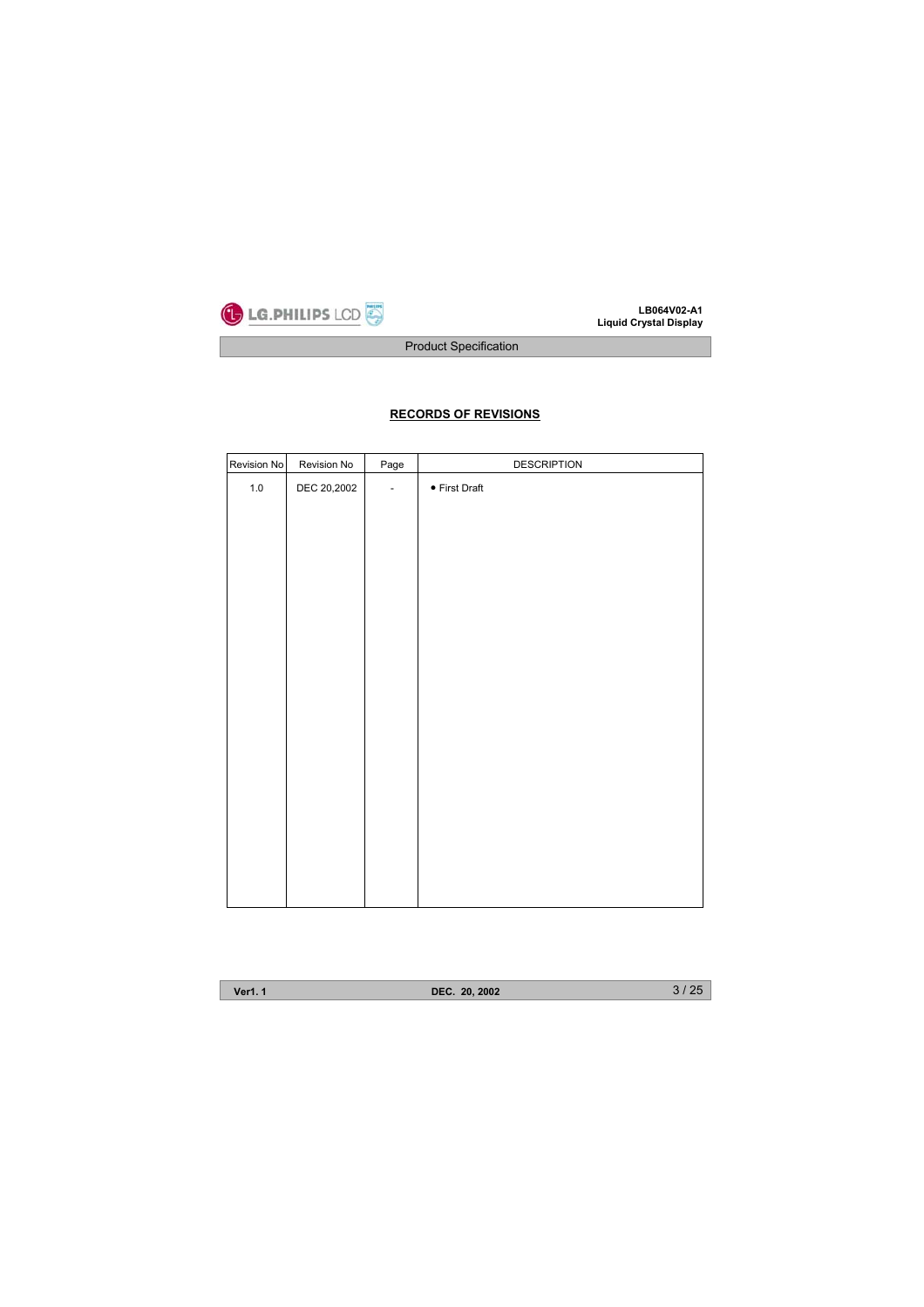## RECORDS OF REVISIONS

| Revision No | Revision No | Page | DESCRIPTION |
|---|---|---|---|
| 1.0 | DEC 20,2002 | - | • First Draft |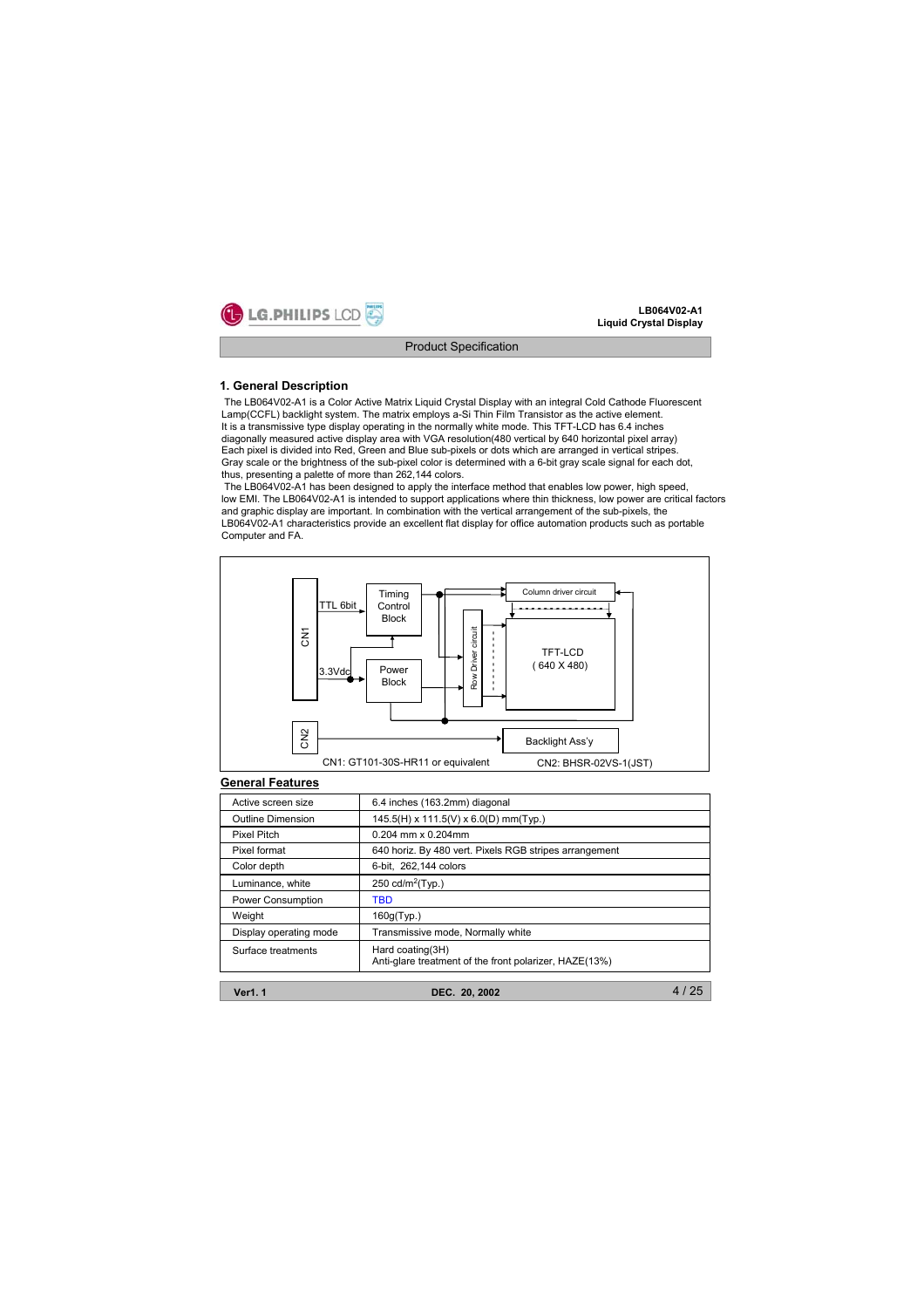## 1. General Description

The LB064V02-A1 is a Color Active Matrix Liquid Crystal Display with an integral Cold Cathode Fluorescent Lamp(CCFL) backlight system. The matrix employs a-Si Thin Film Transistor as the active element. It is a transmissive type display operating in the normally white mode. This TFT-LCD has 6.4 inches diagonally measured active display area with VGA resolution(480 vertical by 640 horizontal pixel array) Each pixel is divided into Red, Green and Blue sub-pixels or dots which are arranged in vertical stripes. Gray scale or the brightness of the sub-pixel color is determined with a 6-bit gray scale signal for each dot, thus, presenting a palette of more than 262,144 colors.

The LB064V02-A1 has been designed to apply the interface method that enables low power, high speed, low EMI. The LB064V02-A1 is intended to support applications where thin thickness, low power are critical factors and graphic display are important. In combination with the vertical arrangement of the sub-pixels, the LB064V02-A1 characteristics provide an excellent flat display for office automation products such as portable Computer and FA.

CN1 | TTL 6bit | Timing Control Block | 3.3Vdc | Power Block | Row Driver circuit | Column driver circuit | TFT-LCD ( 640 X 480) | CN2 | Backlight Ass'y

CN1: GT101-30S-HR11 or equivalent

CN2: BHSR-02VS-1(JST)

### General Features

| | |
|---|---|
| Active screen size | 6.4 inches (163.2mm) diagonal |
| Outline Dimension | 145.5(H) x 111.5(V) x 6.0(D) mm(Typ.) |
| Pixel Pitch | 0.204 mm x 0.204mm |
| Pixel format | 640 horiz. By 480 vert. Pixels RGB stripes arrangement |
| Color depth | 6-bit, 262,144 colors |
| Luminance, white | 250 cd/m$^2$(Typ.) |
| Power Consumption | TBD |
| Weight | 160g(Typ.) |
| Display operating mode | Transmissive mode, Normally white |
| Surface treatments | Hard coating(3H)<br>Anti-glare treatment of the front polarizer, HAZE(13%) |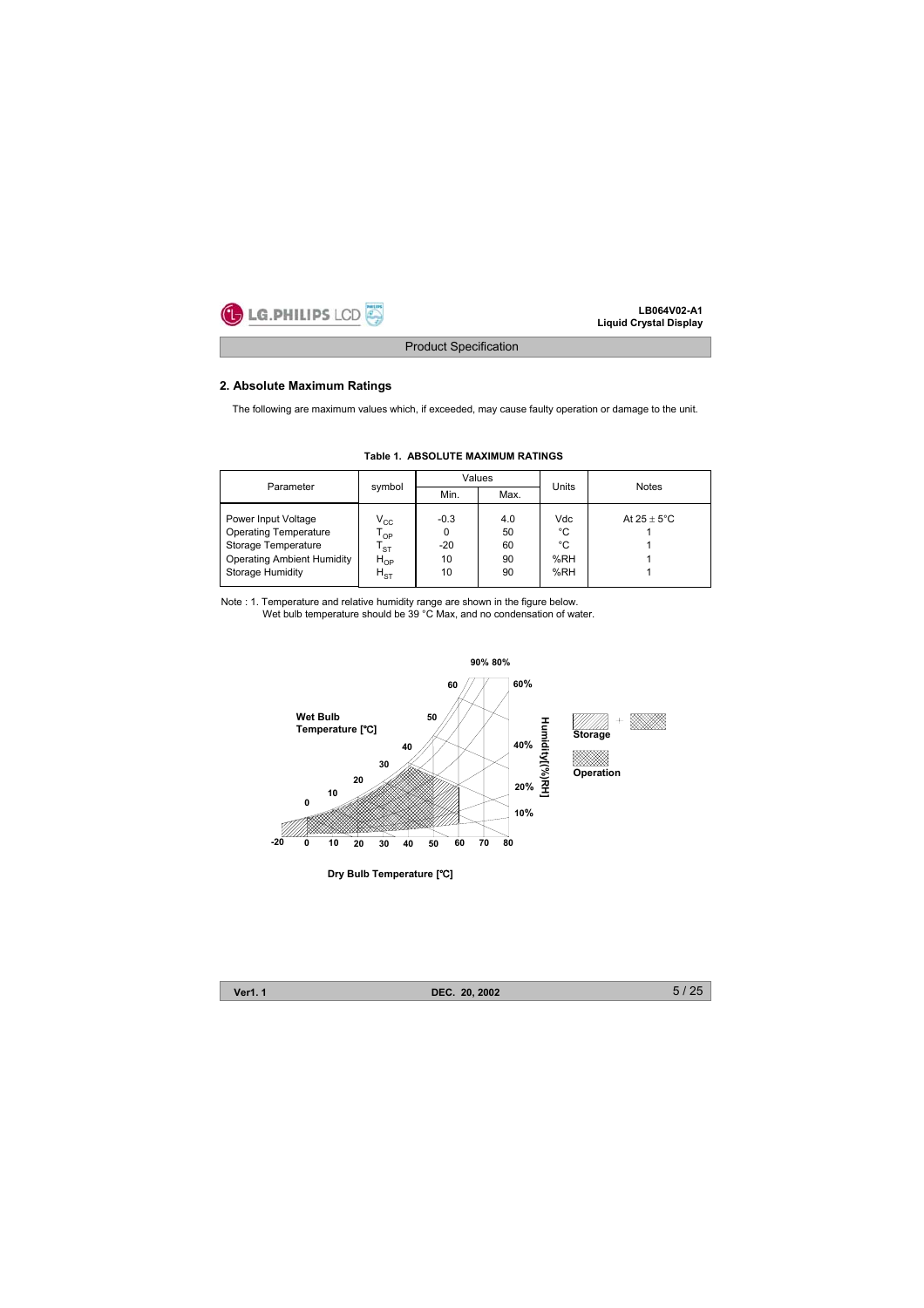## 2. Absolute Maximum Ratings

The following are maximum values which, if exceeded, may cause faulty operation or damage to the unit.

**Table 1. ABSOLUTE MAXIMUM RATINGS**

| Parameter | symbol | Values | | Units | Notes |
|---|---|---|---|---|---|
| | | Min. | Max. | | |
| Power Input Voltage | $V_{CC}$ | -0.3 | 4.0 | Vdc | At 25 ± 5°C |
| Operating Temperature | $T_{OP}$ | 0 | 50 | °C | 1 |
| Storage Temperature | $T_{ST}$ | -20 | 60 | °C | 1 |
| Operating Ambient Humidity | $H_{OP}$ | 10 | 90 | %RH | 1 |
| Storage Humidity | $H_{ST}$ | 10 | 90 | %RH | 1 |

Note : 1. Temperature and relative humidity range are shown in the figure below.
Wet bulb temperature should be 39 °C Max, and no condensation of water.

Wet Bulb Temperature [℃]

Humidity[(%)RH]

Storage | Operation

Dry Bulb Temperature [℃]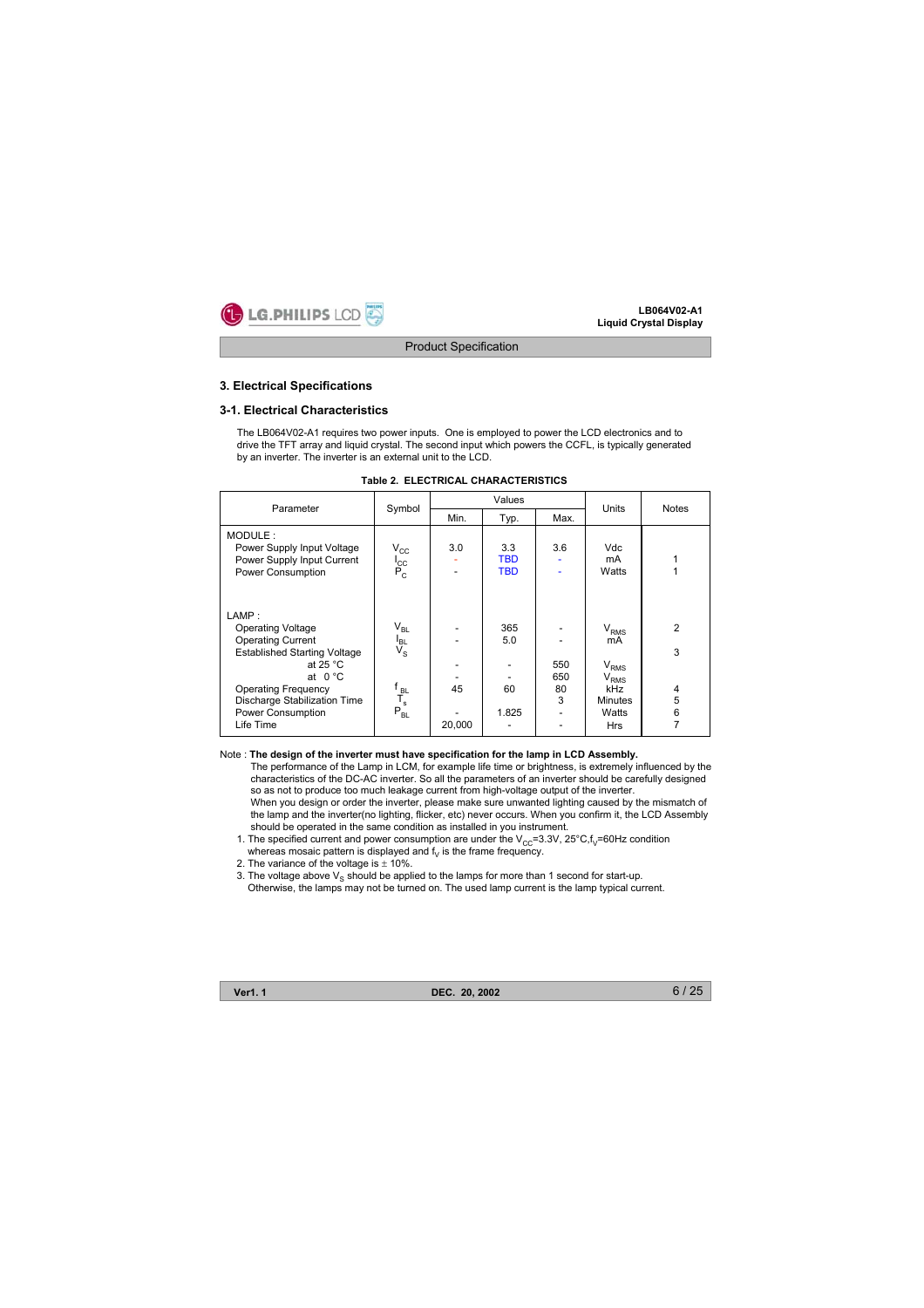## 3. Electrical Specifications

### 3-1. Electrical Characteristics

The LB064V02-A1 requires two power inputs. One is employed to power the LCD electronics and to drive the TFT array and liquid crystal. The second input which powers the CCFL, is typically generated by an inverter. The inverter is an external unit to the LCD.

**Table 2. ELECTRICAL CHARACTERISTICS**

| Parameter | Symbol | Values | | | Units | Notes |
|---|---|---|---|---|---|---|
| | | Min. | Typ. | Max. | | |
| MODULE : | | | | | | |
| Power Supply Input Voltage | $V_{CC}$ | 3.0 | 3.3 | 3.6 | Vdc | |
| Power Supply Input Current | $I_{CC}$ | - | TBD | - | mA | 1 |
| Power Consumption | $P_C$ | - | TBD | - | Watts | 1 |
| LAMP : | | | | | | |
| Operating Voltage | $V_{BL}$ | - | 365 | - | $V_{RMS}$ | 2 |
| Operating Current | $I_{BL}$ | - | 5.0 | - | mA | |
| Established Starting Voltage | $V_S$ | | | | | 3 |
| at 25 °C | | - | - | 550 | $V_{RMS}$ | |
| at 0 °C | | - | - | 650 | $V_{RMS}$ | |
| Operating Frequency | $f_{BL}$ | 45 | 60 | 80 | kHz | 4 |
| Discharge Stabilization Time | $T_s$ | | | 3 | Minutes | 5 |
| Power Consumption | $P_{BL}$ | - | 1.825 | - | Watts | 6 |
| Life Time | | 20,000 | - | - | Hrs | 7 |

Note : **The design of the inverter must have specification for the lamp in LCD Assembly.**

The performance of the Lamp in LCM, for example life time or brightness, is extremely influenced by the characteristics of the DC-AC inverter. So all the parameters of an inverter should be carefully designed so as not to produce too much leakage current from high-voltage output of the inverter.
When you design or order the inverter, please make sure unwanted lighting caused by the mismatch of the lamp and the inverter(no lighting, flicker, etc) never occurs. When you confirm it, the LCD Assembly should be operated in the same condition as installed in you instrument.

1. The specified current and power consumption are under the $V_{CC}$=3.3V, 25°C,$f_V$=60Hz condition whereas mosaic pattern is displayed and $f_V$ is the frame frequency.
2. The variance of the voltage is ± 10%.
3. The voltage above $V_S$ should be applied to the lamps for more than 1 second for start-up. Otherwise, the lamps may not be turned on. The used lamp current is the lamp typical current.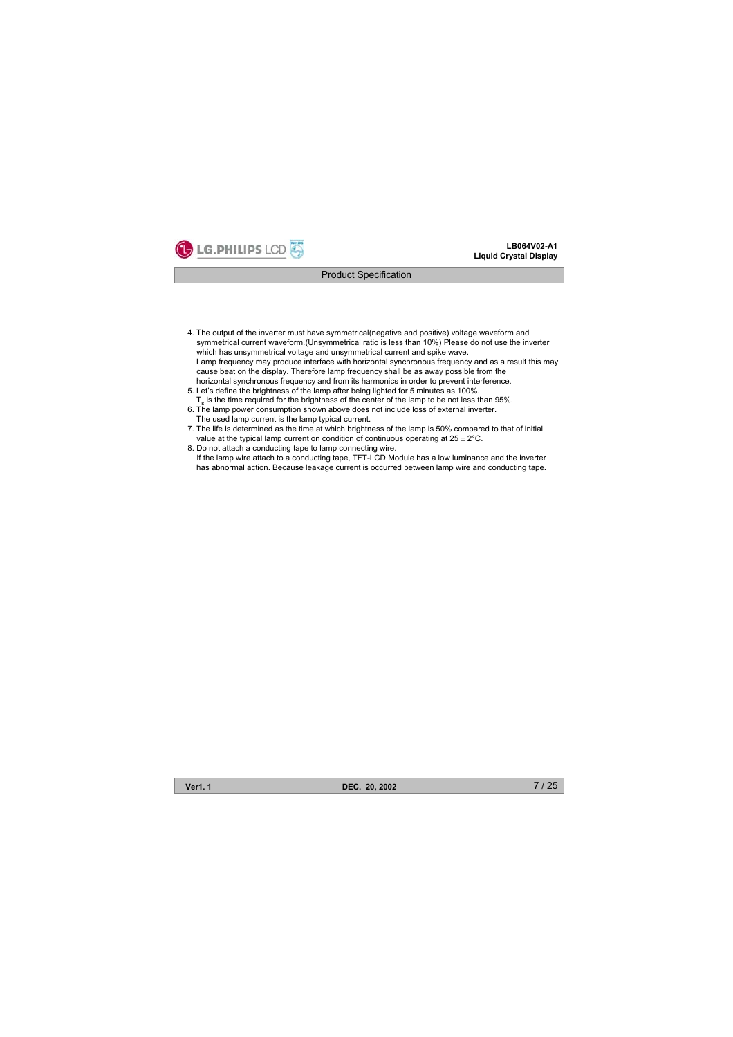4. The output of the inverter must have symmetrical(negative and positive) voltage waveform and symmetrical current waveform.(Unsymmetrical ratio is less than 10%) Please do not use the inverter which has unsymmetrical voltage and unsymmetrical current and spike wave.
   Lamp frequency may produce interface with horizontal synchronous frequency and as a result this may cause beat on the display. Therefore lamp frequency shall be as away possible from the horizontal synchronous frequency and from its harmonics in order to prevent interference.
5. Let's define the brightness of the lamp after being lighted for 5 minutes as 100%.
   $T_s$ is the time required for the brightness of the center of the lamp to be not less than 95%.
6. The lamp power consumption shown above does not include loss of external inverter.
   The used lamp current is the lamp typical current.
7. The life is determined as the time at which brightness of the lamp is 50% compared to that of initial value at the typical lamp current on condition of continuous operating at 25 ± 2°C.
8. Do not attach a conducting tape to lamp connecting wire.
   If the lamp wire attach to a conducting tape, TFT-LCD Module has a low luminance and the inverter has abnormal action. Because leakage current is occurred between lamp wire and conducting tape.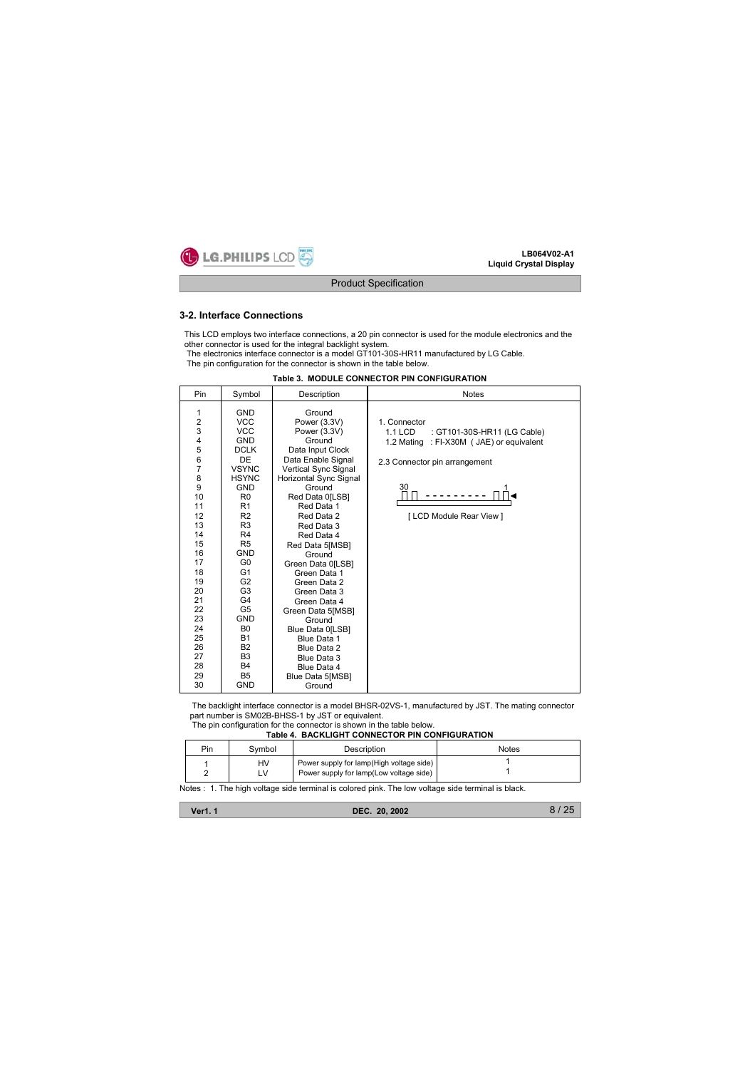### 3-2. Interface Connections

This LCD employs two interface connections, a 20 pin connector is used for the module electronics and the other connector is used for the integral backlight system.
The electronics interface connector is a model GT101-30S-HR11 manufactured by LG Cable.
The pin configuration for the connector is shown in the table below.

**Table 3. MODULE CONNECTOR PIN CONFIGURATION**

| Pin | Symbol | Description | Notes |
|---|---|---|---|
| 1 | GND | Ground | 1. Connector<br>1.1 LCD : GT101-30S-HR11 (LG Cable)<br>1.2 Mating : FI-X30M ( JAE) or equivalent<br><br>2.3 Connector pin arrangement<br>30 - - - - - - - - - 1<br>[ LCD Module Rear View ] |
| 2 | VCC | Power (3.3V) | |
| 3 | VCC | Power (3.3V) | |
| 4 | GND | Ground | |
| 5 | DCLK | Data Input Clock | |
| 6 | DE | Data Enable Signal | |
| 7 | VSYNC | Vertical Sync Signal | |
| 8 | HSYNC | Horizontal Sync Signal | |
| 9 | GND | Ground | |
| 10 | R0 | Red Data 0[LSB] | |
| 11 | R1 | Red Data 1 | |
| 12 | R2 | Red Data 2 | |
| 13 | R3 | Red Data 3 | |
| 14 | R4 | Red Data 4 | |
| 15 | R5 | Red Data 5[MSB] | |
| 16 | GND | Ground | |
| 17 | G0 | Green Data 0[LSB] | |
| 18 | G1 | Green Data 1 | |
| 19 | G2 | Green Data 2 | |
| 20 | G3 | Green Data 3 | |
| 21 | G4 | Green Data 4 | |
| 22 | G5 | Green Data 5[MSB] | |
| 23 | GND | Ground | |
| 24 | B0 | Blue Data 0[LSB] | |
| 25 | B1 | Blue Data 1 | |
| 26 | B2 | Blue Data 2 | |
| 27 | B3 | Blue Data 3 | |
| 28 | B4 | Blue Data 4 | |
| 29 | B5 | Blue Data 5[MSB] | |
| 30 | GND | Ground | |

The backlight interface connector is a model BHSR-02VS-1, manufactured by JST. The mating connector part number is SM02B-BHSS-1 by JST or equivalent.
The pin configuration for the connector is shown in the table below.

**Table 4. BACKLIGHT CONNECTOR PIN CONFIGURATION**

| Pin | Symbol | Description | Notes |
|---|---|---|---|
| 1 | HV | Power supply for lamp(High voltage side) | 1 |
| 2 | LV | Power supply for lamp(Low voltage side) | 1 |

Notes : 1. The high voltage side terminal is colored pink. The low voltage side terminal is black.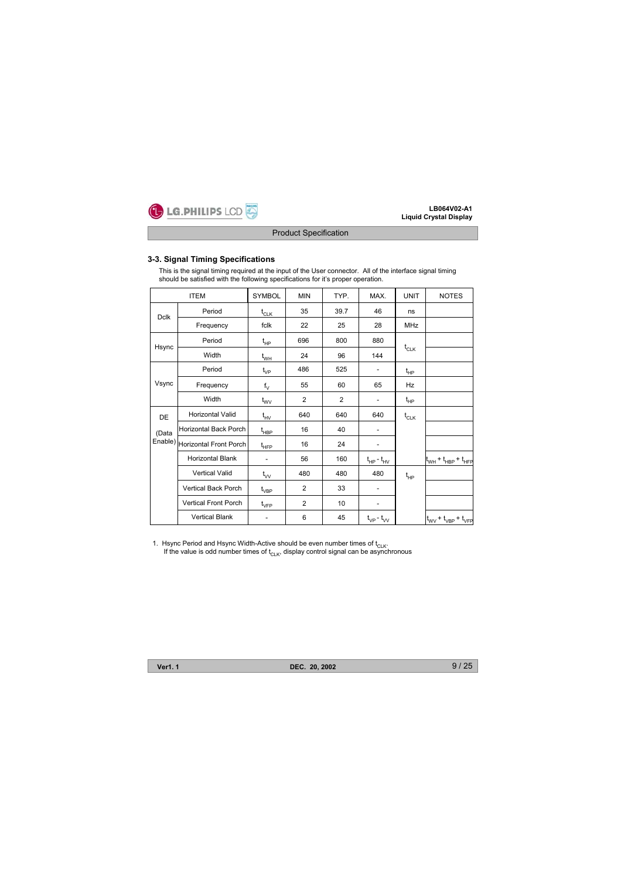## 3-3. Signal Timing Specifications

This is the signal timing required at the input of the User connector. All of the interface signal timing should be satisfied with the following specifications for it's proper operation.

| ITEM | | SYMBOL | MIN | TYP. | MAX. | UNIT | NOTES |
|---|---|---|---|---|---|---|---|
| Dclk | Period | $t_{CLK}$ | 35 | 39.7 | 46 | ns | |
| | Frequency | fclk | 22 | 25 | 28 | MHz | |
| Hsync | Period | $t_{HP}$ | 696 | 800 | 880 | $t_{CLK}$ | |
| | Width | $t_{WH}$ | 24 | 96 | 144 | | |
| Vsync | Period | $t_{VP}$ | 486 | 525 | - | $t_{HP}$ | |
| | Frequency | $f_V$ | 55 | 60 | 65 | Hz | |
| | Width | $t_{WV}$ | 2 | 2 | - | $t_{HP}$ | |
| DE (Data Enable) | Horizontal Valid | $t_{HV}$ | 640 | 640 | 640 | $t_{CLK}$ | |
| | Horizontal Back Porch | $t_{HBP}$ | 16 | 40 | - | | |
| | Horizontal Front Porch | $t_{HFP}$ | 16 | 24 | - | | |
| | Horizontal Blank | - | 56 | 160 | $t_{HP} - t_{HV}$ | | $t_{WH} + t_{HBP} + t_{HFP}$ |
| | Vertical Valid | $t_{VV}$ | 480 | 480 | 480 | $t_{HP}$ | |
| | Vertical Back Porch | $t_{VBP}$ | 2 | 33 | - | | |
| | Vertical Front Porch | $t_{VFP}$ | 2 | 10 | - | | |
| | Vertical Blank | - | 6 | 45 | $t_{VP} - t_{VV}$ | | $t_{WV} + t_{VBP} + t_{VFP}$ |

1. Hsync Period and Hsync Width-Active should be even number times of $t_{CLK}$.
   If the value is odd number times of $t_{CLK}$, display control signal can be asynchronous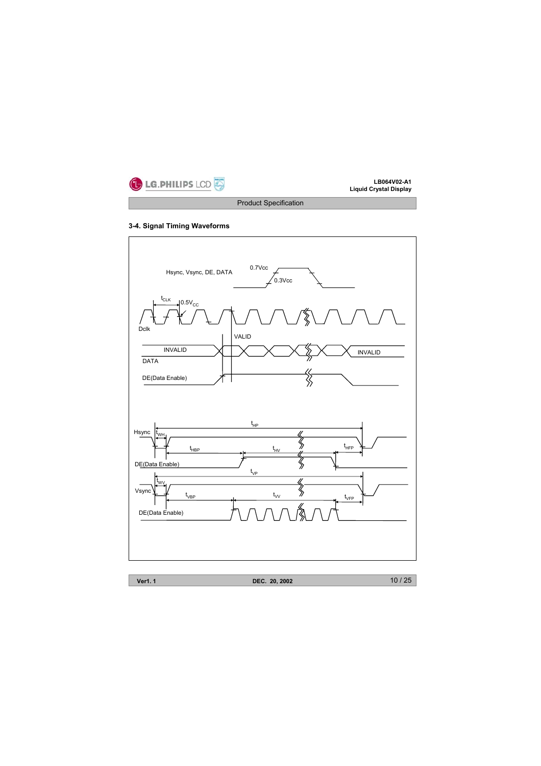### 3-4. Signal Timing Waveforms

Hsync, Vsync, DE, DATA

0.7Vcc

0.3Vcc

$t_{CLK}$

$0.5V_{CC}$

Dclk

VALID

INVALID

DATA

INVALID

DE(Data Enable)

$t_{HP}$

Hsync

$t_{WH}$

$t_{HBP}$

$t_{HV}$

$t_{HFP}$

DE(Data Enable)

$t_{VP}$

$t_{WV}$

Vsync

$t_{VBP}$

$t_{VV}$

$t_{VFP}$

DE(Data Enable)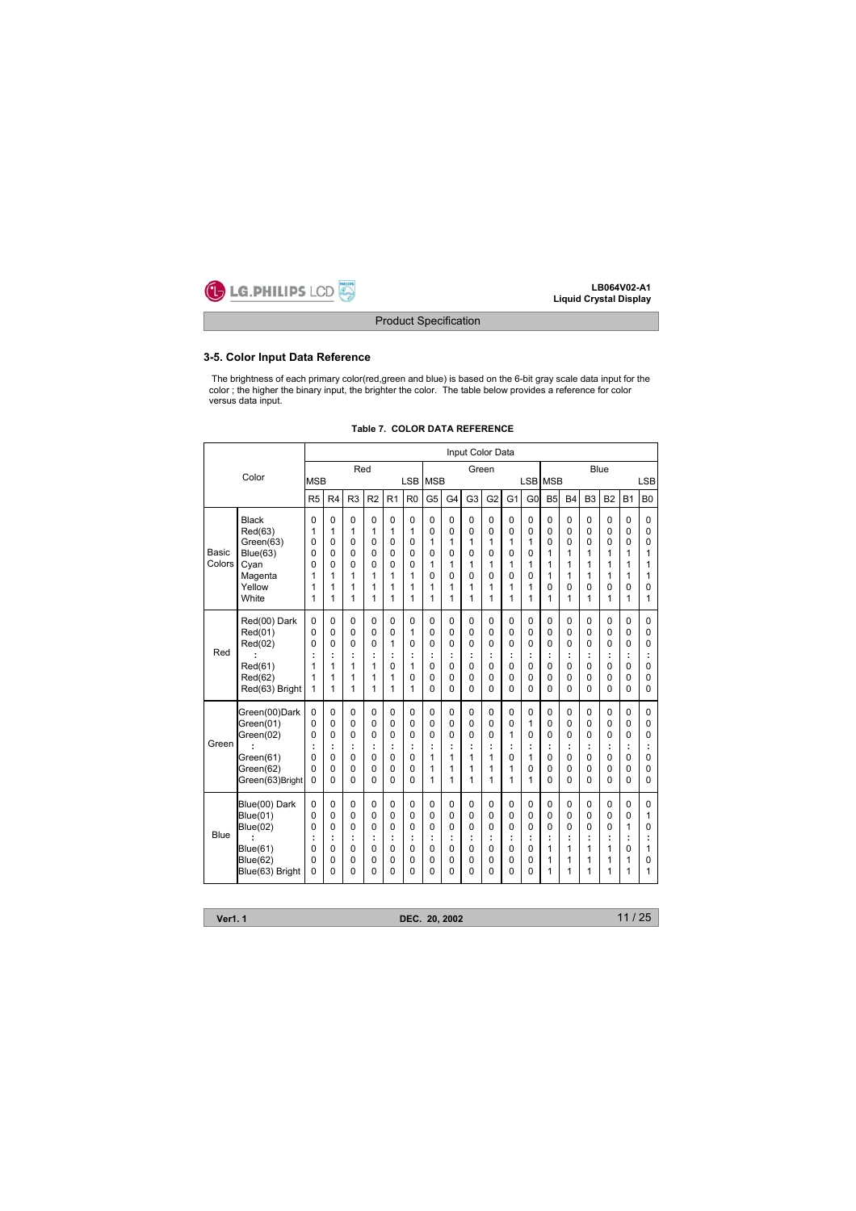### 3-5. Color Input Data Reference

The brightness of each primary color(red,green and blue) is based on the 6-bit gray scale data input for the color ; the higher the binary input, the brighter the color. The table below provides a reference for color versus data input.

**Table 7. COLOR DATA REFERENCE**

| Color | | Input Color Data | | | | | | | | | | | | | | | | | |
|---|---|---|---|---|---|---|---|---|---|---|---|---|---|---|---|---|---|---|---|
| | | Red | | | | | | Green | | | | | | Blue | | | | | |
| | | MSB | | | | | LSB | MSB | | | | | LSB | MSB | | | | | LSB |
| | | R5 | R4 | R3 | R2 | R1 | R0 | G5 | G4 | G3 | G2 | G1 | G0 | B5 | B4 | B3 | B2 | B1 | B0 |
| Basic Colors | Black | 0 | 0 | 0 | 0 | 0 | 0 | 0 | 0 | 0 | 0 | 0 | 0 | 0 | 0 | 0 | 0 | 0 | 0 |
| | Red(63) | 1 | 1 | 1 | 1 | 1 | 1 | 0 | 0 | 0 | 0 | 0 | 0 | 0 | 0 | 0 | 0 | 0 | 0 |
| | Green(63) | 0 | 0 | 0 | 0 | 0 | 0 | 1 | 1 | 1 | 1 | 1 | 1 | 0 | 0 | 0 | 0 | 0 | 0 |
| | Blue(63) | 0 | 0 | 0 | 0 | 0 | 0 | 0 | 0 | 0 | 0 | 0 | 0 | 1 | 1 | 1 | 1 | 1 | 1 |
| | Cyan | 0 | 0 | 0 | 0 | 0 | 0 | 1 | 1 | 1 | 1 | 1 | 1 | 1 | 1 | 1 | 1 | 1 | 1 |
| | Magenta | 1 | 1 | 1 | 1 | 1 | 1 | 0 | 0 | 0 | 0 | 0 | 0 | 1 | 1 | 1 | 1 | 1 | 1 |
| | Yellow | 1 | 1 | 1 | 1 | 1 | 1 | 1 | 1 | 1 | 1 | 1 | 1 | 0 | 0 | 0 | 0 | 0 | 0 |
| | White | 1 | 1 | 1 | 1 | 1 | 1 | 1 | 1 | 1 | 1 | 1 | 1 | 1 | 1 | 1 | 1 | 1 | 1 |
| Red | Red(00) Dark | 0 | 0 | 0 | 0 | 0 | 0 | 0 | 0 | 0 | 0 | 0 | 0 | 0 | 0 | 0 | 0 | 0 | 0 |
| | Red(01) | 0 | 0 | 0 | 0 | 0 | 1 | 0 | 0 | 0 | 0 | 0 | 0 | 0 | 0 | 0 | 0 | 0 | 0 |
| | Red(02) | 0 | 0 | 0 | 0 | 1 | 0 | 0 | 0 | 0 | 0 | 0 | 0 | 0 | 0 | 0 | 0 | 0 | 0 |
| | : | : | : | : | : | : | : | : | : | : | : | : | : | : | : | : | : | : | : |
| | Red(61) | 1 | 1 | 1 | 1 | 0 | 1 | 0 | 0 | 0 | 0 | 0 | 0 | 0 | 0 | 0 | 0 | 0 | 0 |
| | Red(62) | 1 | 1 | 1 | 1 | 1 | 0 | 0 | 0 | 0 | 0 | 0 | 0 | 0 | 0 | 0 | 0 | 0 | 0 |
| | Red(63) Bright | 1 | 1 | 1 | 1 | 1 | 1 | 0 | 0 | 0 | 0 | 0 | 0 | 0 | 0 | 0 | 0 | 0 | 0 |
| Green | Green(00)Dark | 0 | 0 | 0 | 0 | 0 | 0 | 0 | 0 | 0 | 0 | 0 | 0 | 0 | 0 | 0 | 0 | 0 | 0 |
| | Green(01) | 0 | 0 | 0 | 0 | 0 | 0 | 0 | 0 | 0 | 0 | 0 | 1 | 0 | 0 | 0 | 0 | 0 | 0 |
| | Green(02) | 0 | 0 | 0 | 0 | 0 | 0 | 0 | 0 | 0 | 0 | 1 | 0 | 0 | 0 | 0 | 0 | 0 | 0 |
| | : | : | : | : | : | : | : | : | : | : | : | : | : | : | : | : | : | : | : |
| | Green(61) | 0 | 0 | 0 | 0 | 0 | 0 | 1 | 1 | 1 | 1 | 0 | 1 | 0 | 0 | 0 | 0 | 0 | 0 |
| | Green(62) | 0 | 0 | 0 | 0 | 0 | 0 | 1 | 1 | 1 | 1 | 1 | 0 | 0 | 0 | 0 | 0 | 0 | 0 |
| | Green(63)Bright | 0 | 0 | 0 | 0 | 0 | 0 | 1 | 1 | 1 | 1 | 1 | 1 | 0 | 0 | 0 | 0 | 0 | 0 |
| Blue | Blue(00) Dark | 0 | 0 | 0 | 0 | 0 | 0 | 0 | 0 | 0 | 0 | 0 | 0 | 0 | 0 | 0 | 0 | 0 | 0 |
| | Blue(01) | 0 | 0 | 0 | 0 | 0 | 0 | 0 | 0 | 0 | 0 | 0 | 0 | 0 | 0 | 0 | 0 | 0 | 1 |
| | Blue(02) | 0 | 0 | 0 | 0 | 0 | 0 | 0 | 0 | 0 | 0 | 0 | 0 | 0 | 0 | 0 | 0 | 1 | 0 |
| | : | : | : | : | : | : | : | : | : | : | : | : | : | : | : | : | : | : | : |
| | Blue(61) | 0 | 0 | 0 | 0 | 0 | 0 | 0 | 0 | 0 | 0 | 0 | 0 | 1 | 1 | 1 | 1 | 0 | 1 |
| | Blue(62) | 0 | 0 | 0 | 0 | 0 | 0 | 0 | 0 | 0 | 0 | 0 | 0 | 1 | 1 | 1 | 1 | 1 | 0 |
| | Blue(63) Bright | 0 | 0 | 0 | 0 | 0 | 0 | 0 | 0 | 0 | 0 | 0 | 0 | 1 | 1 | 1 | 1 | 1 | 1 |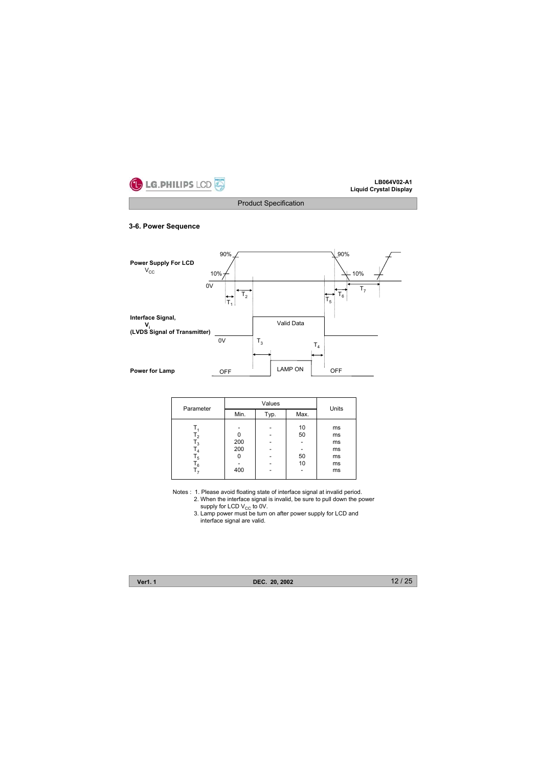### 3-6. Power Sequence

Power Supply For LCD $V_{CC}$

90% 90%

10% 10%

0V

$T_1$ $T_2$ $T_5$ $T_6$ $T_7$

Interface Signal, $V_i$ (LVDS Signal of Transmitter)

0V Valid Data

$T_3$ $T_4$

Power for Lamp OFF LAMP ON OFF

| Parameter | Values | | | Units |
|---|---|---|---|---|
| | Min. | Typ. | Max. | |
| $T_1$ | - | - | 10 | ms |
| $T_2$ | 0 | - | 50 | ms |
| $T_3$ | 200 | - | - | ms |
| $T_4$ | 200 | - | - | ms |
| $T_5$ | 0 | - | 50 | ms |
| $T_6$ | - | - | 10 | ms |
| $T_7$ | 400 | - | - | ms |

Notes :
1. Please avoid floating state of interface signal at invalid period.
2. When the interface signal is invalid, be sure to pull down the power supply for LCD $V_{CC}$ to 0V.
3. Lamp power must be turn on after power supply for LCD and interface signal are valid.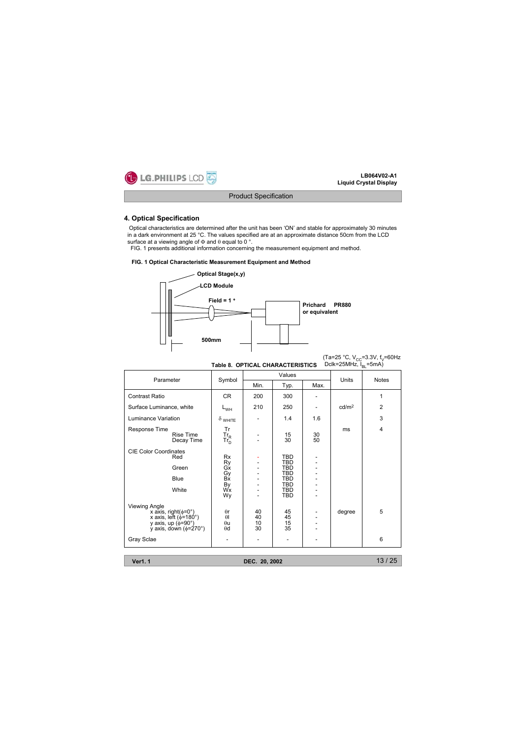## 4. Optical Specification

Optical characteristics are determined after the unit has been 'ON' and stable for approximately 30 minutes in a dark environment at 25 °C. The values specified are at an approximate distance 50cm from the LCD surface at a viewing angle of Φ and θ equal to 0 °.

FIG. 1 presents additional information concerning the measurement equipment and method.

**FIG. 1 Optical Characteristic Measurement Equipment and Method**

Optical Stage(x,y)

LCD Module

Field = 1 °

Prichard PR880 or equivalent

500mm

**Table 8. OPTICAL CHARACTERISTICS** ($T_a$=25 °C, $V_{CC}$=3.3V, $f_V$=60Hz Dclk=25MHz, $I_{BL}$=5mA)

| Parameter | Symbol | Values | | | Units | Notes |
|---|---|---|---|---|---|---|
| | | Min. | Typ. | Max. | | |
| Contrast Ratio | CR | 200 | 300 | - | | 1 |
| Surface Luminance, white | $L_{WH}$ | 210 | 250 | - | cd/m² | 2 |
| Luminance Variation | $\delta_{WHITE}$ | - | 1.4 | 1.6 | | 3 |
| Response Time | Tr | | | | ms | 4 |
| Rise Time | $Tr_R$ | - | 15 | 30 | | |
| Decay Time | $Tr_D$ | - | 30 | 50 | | |
| CIE Color Coordinates | | | | | | |
| Red | Rx | - | TBD | - | | |
| | Ry | - | TBD | - | | |
| Green | Gx | - | TBD | - | | |
| | Gy | - | TBD | - | | |
| Blue | Bx | - | TBD | - | | |
| | By | - | TBD | - | | |
| White | Wx | - | TBD | - | | |
| | Wy | - | TBD | - | | |
| Viewing Angle | | | | | degree | 5 |
| x axis, right(ϕ=0°) | θr | 40 | 45 | - | | |
| x axis, left (ϕ=180°) | θl | 40 | 45 | - | | |
| y axis, up (ϕ=90°) | θu | 10 | 15 | - | | |
| y axis, down (ϕ=270°) | θd | 30 | 35 | - | | |
| Gray Sclae | - | - | - | - | | 6 |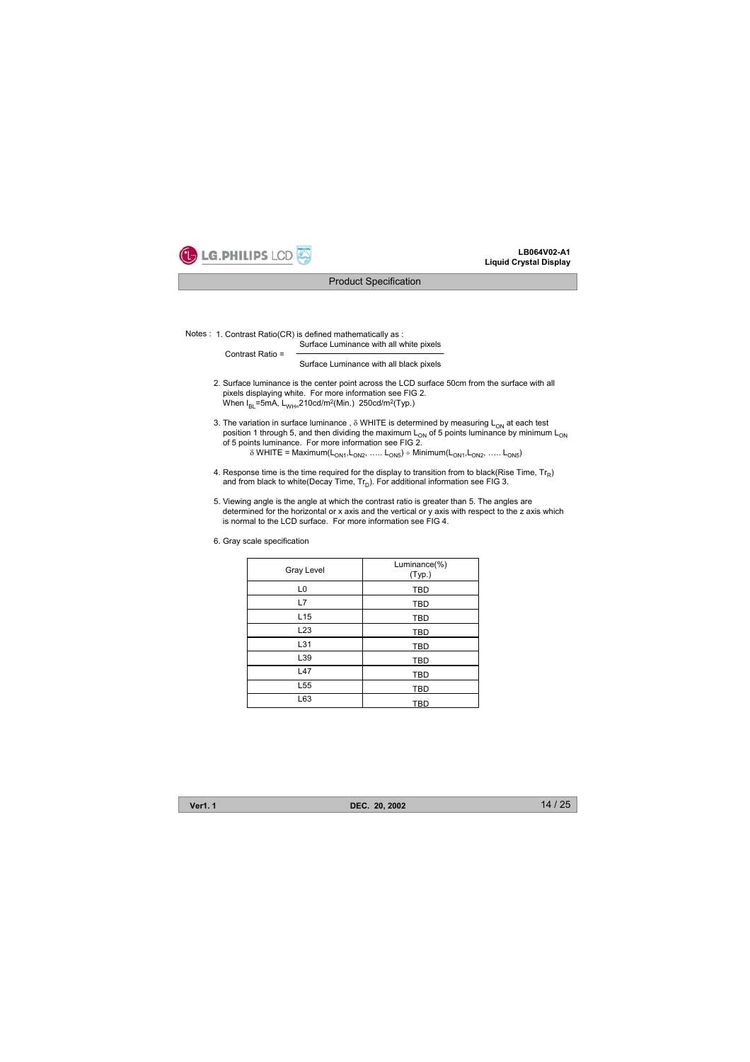Notes : 1. Contrast Ratio(CR) is defined mathematically as :

$$\text{Contrast Ratio} = \frac{\text{Surface Luminance with all white pixels}}{\text{Surface Luminance with all black pixels}}$$

2. Surface luminance is the center point across the LCD surface 50cm from the surface with all pixels displaying white. For more information see FIG 2.
   When $I_{BL}$=5mA, $L_{WH}$=210cd/m$^2$(Min.) 250cd/m$^2$(Typ.)

3. The variation in surface luminance , $\delta$ WHITE is determined by measuring $L_{ON}$ at each test position 1 through 5, and then dividing the maximum $L_{ON}$ of 5 points luminance by minimum $L_{ON}$ of 5 points luminance. For more information see FIG 2.

   $\delta$ WHITE = Maximum($L_{ON1}$,$L_{ON2}$, ….. $L_{ON5}$) ÷ Minimum($L_{ON1}$,$L_{ON2}$, ….. $L_{ON5}$)

4. Response time is the time required for the display to transition from to black(Rise Time, $Tr_R$) and from black to white(Decay Time, $Tr_D$). For additional information see FIG 3.

5. Viewing angle is the angle at which the contrast ratio is greater than 5. The angles are determined for the horizontal or x axis and the vertical or y axis with respect to the z axis which is normal to the LCD surface. For more information see FIG 4.

6. Gray scale specification

| Gray Level | Luminance(%) (Typ.) |
|---|---|
| L0 | TBD |
| L7 | TBD |
| L15 | TBD |
| L23 | TBD |
| L31 | TBD |
| L39 | TBD |
| L47 | TBD |
| L55 | TBD |
| L63 | TBD |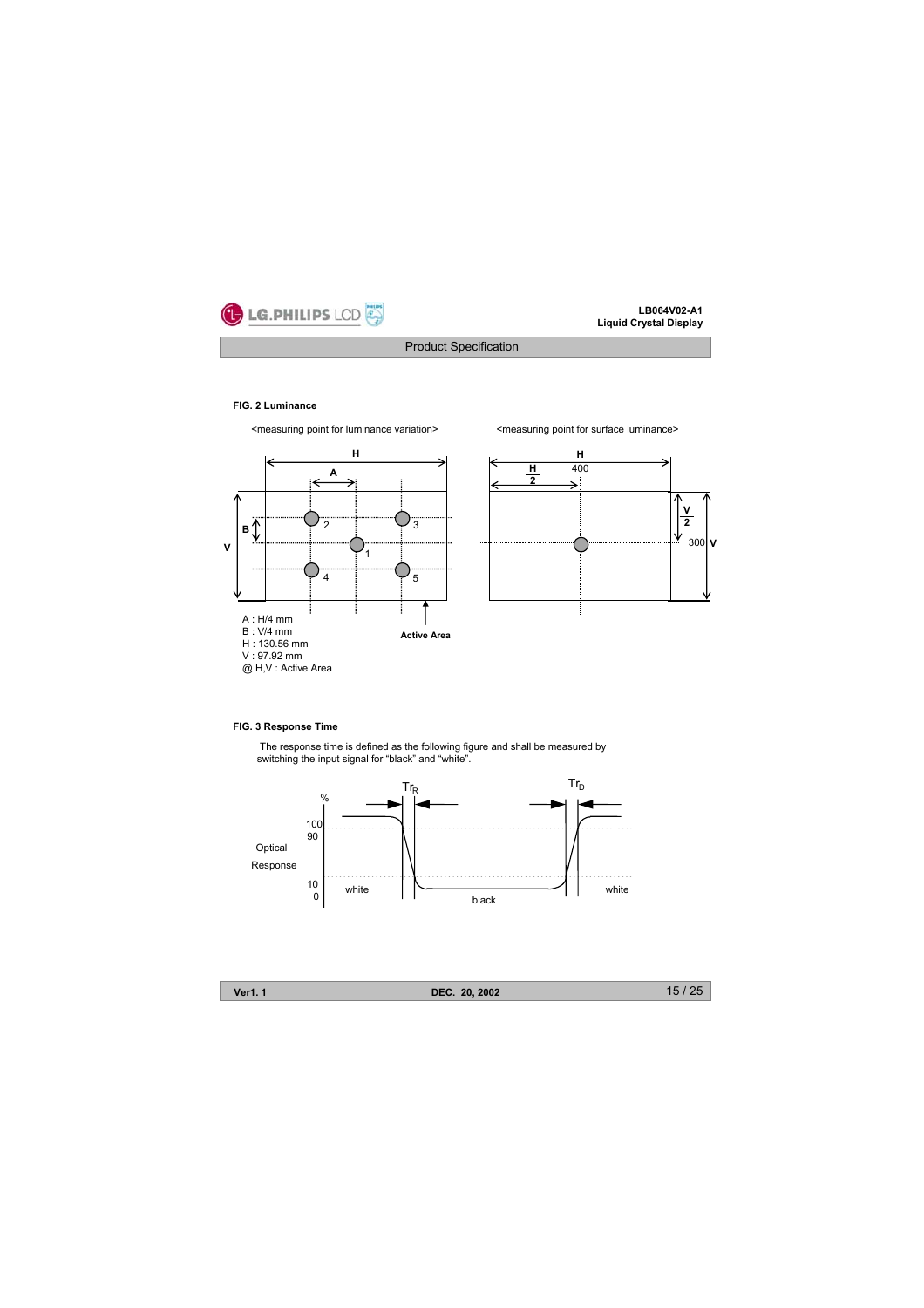**FIG. 2 Luminance**

<measuring point for luminance variation>

<measuring point for surface luminance>

A : H/4 mm
B : V/4 mm
H : 130.56 mm
V : 97.92 mm
@ H,V : Active Area

**FIG. 3 Response Time**

The response time is defined as the following figure and shall be measured by switching the input signal for "black" and "white".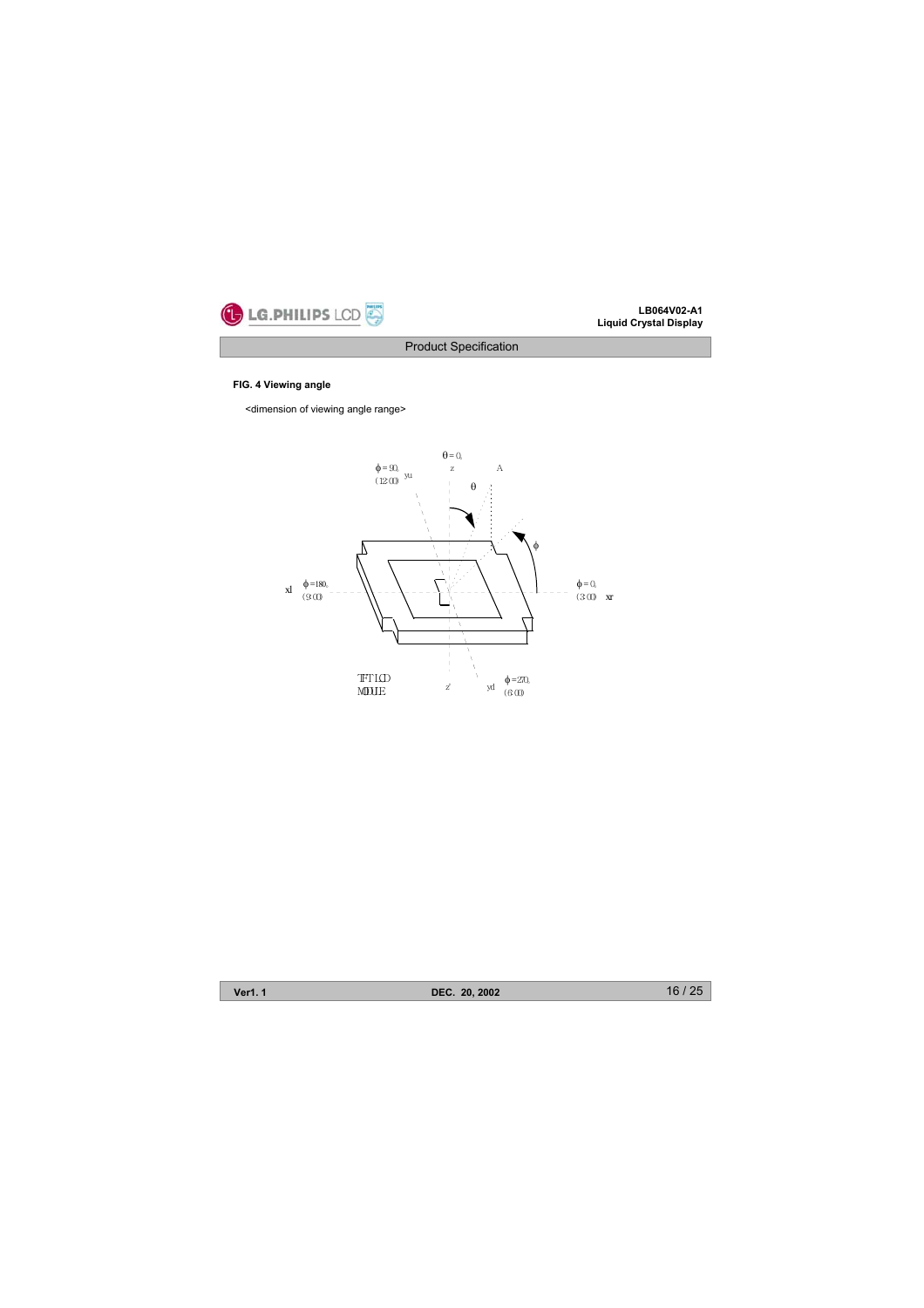**FIG. 4 Viewing angle**

<dimension of viewing angle range>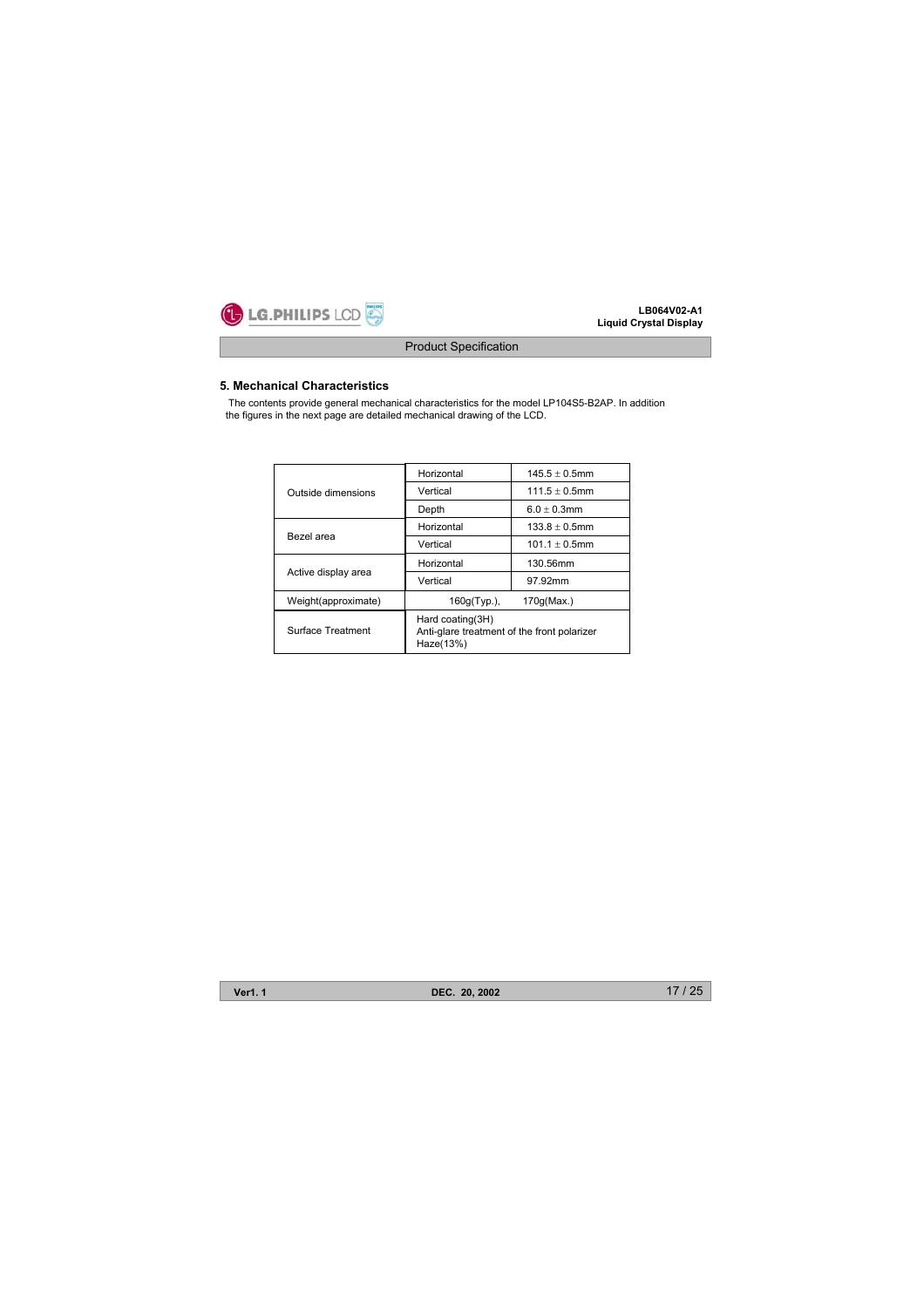## 5. Mechanical Characteristics

The contents provide general mechanical characteristics for the model LP104S5-B2AP. In addition the figures in the next page are detailed mechanical drawing of the LCD.

| | | |
|---|---|---|
| Outside dimensions | Horizontal | 145.5 ± 0.5mm |
| | Vertical | 111.5 ± 0.5mm |
| | Depth | 6.0 ± 0.3mm |
| Bezel area | Horizontal | 133.8 ± 0.5mm |
| | Vertical | 101.1 ± 0.5mm |
| Active display area | Horizontal | 130.56mm |
| | Vertical | 97.92mm |
| Weight(approximate) | 160g(Typ.), 170g(Max.) | |
| Surface Treatment | Hard coating(3H)<br>Anti-glare treatment of the front polarizer<br>Haze(13%) | |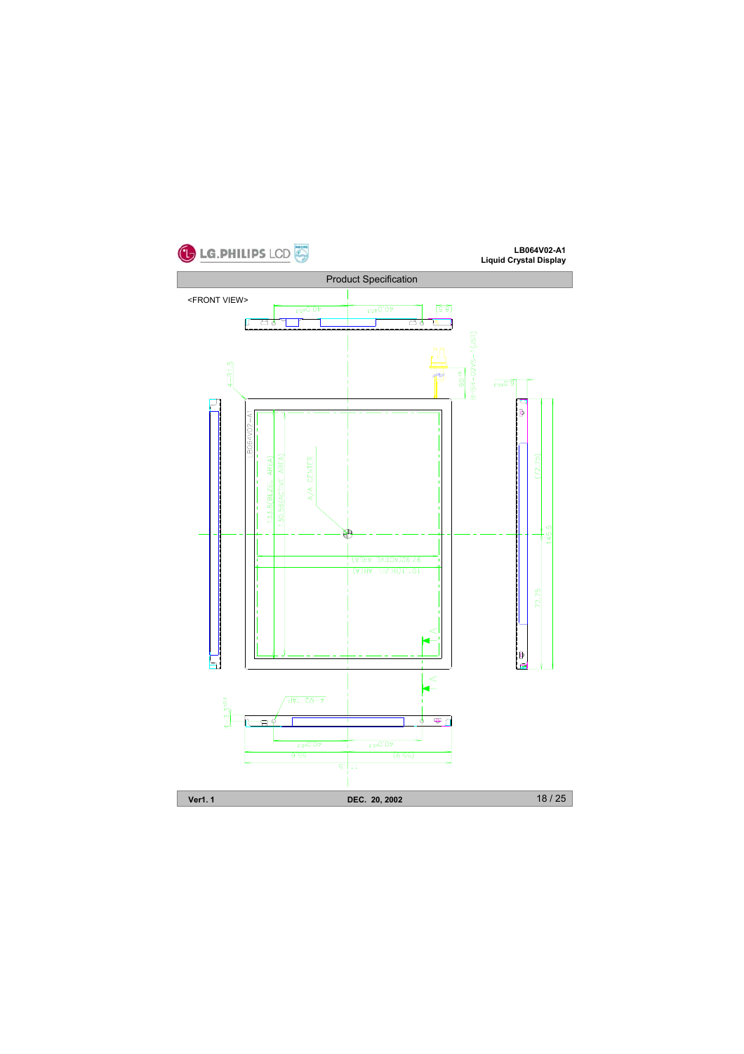<FRONT VIEW>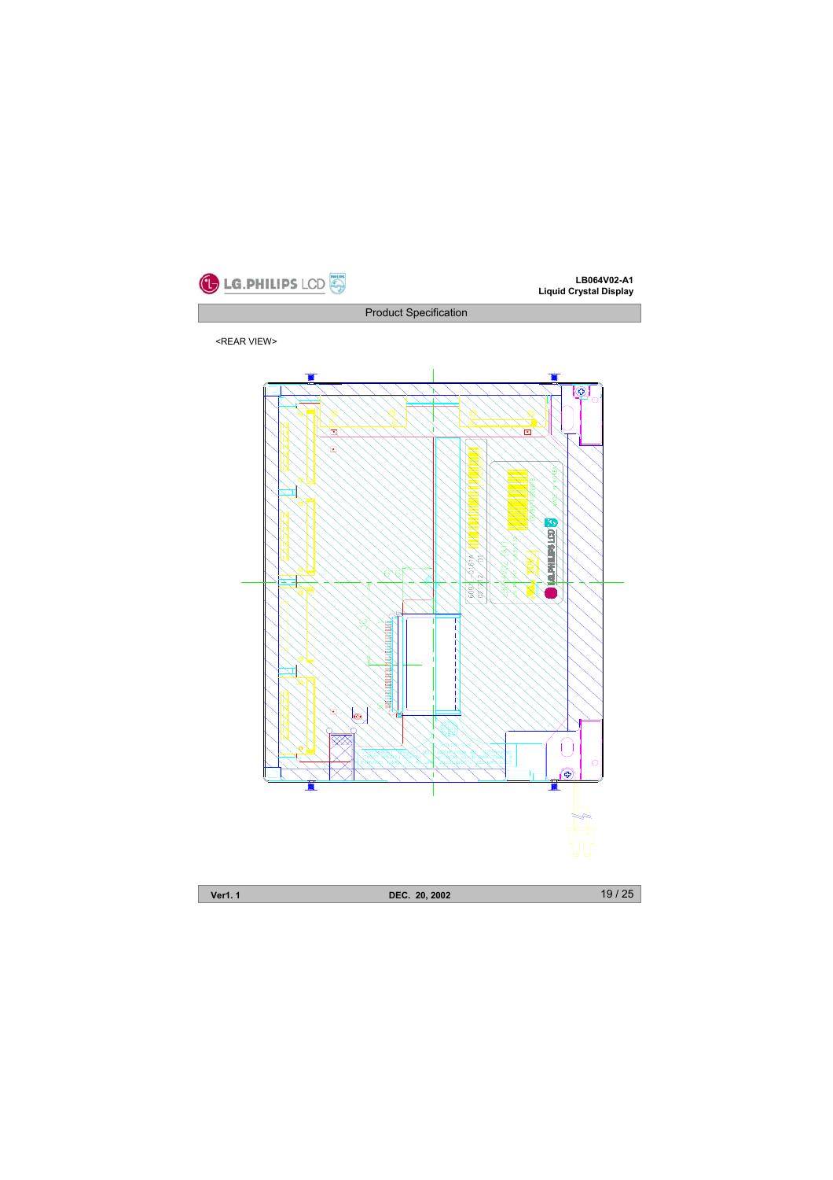<REAR VIEW>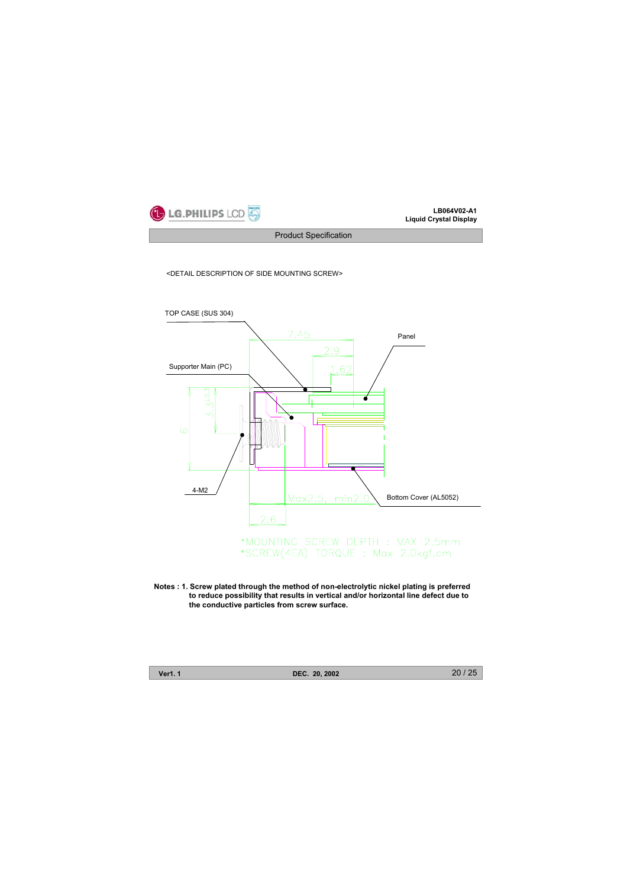<DETAIL DESCRIPTION OF SIDE MOUNTING SCREW>

TOP CASE (SUS 304)

7.45

2.9

1.62

Panel

Supporter Main (PC)

3.3±0.3

6

4-M2

Max2.5, min2.0

Bottom Cover (AL5052)

2.6

*MOUNTING SCREW DEPTH : MAX 2.5mm
*SCREW(4EA) TORQUE : Max 2.0kgf.cm

**Notes : 1. Screw plated through the method of non-electrolytic nickel plating is preferred to reduce possibility that results in vertical and/or horizontal line defect due to the conductive particles from screw surface.**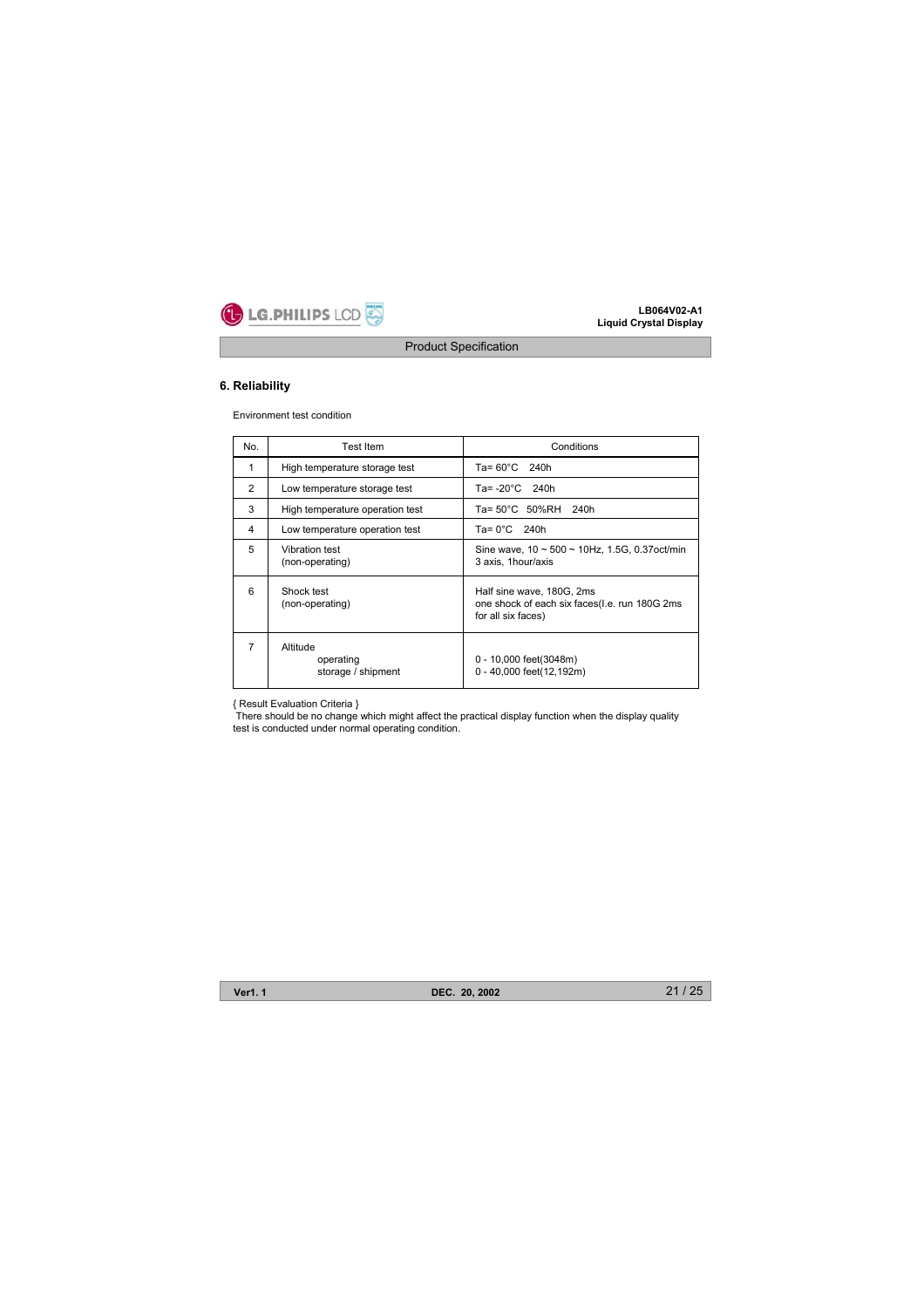## 6. Reliability

Environment test condition

| No. | Test Item | Conditions |
|---|---|---|
| 1 | High temperature storage test | Ta= 60°C 240h |
| 2 | Low temperature storage test | Ta= -20°C 240h |
| 3 | High temperature operation test | Ta= 50°C 50%RH 240h |
| 4 | Low temperature operation test | Ta= 0°C 240h |
| 5 | Vibration test (non-operating) | Sine wave, 10 ~ 500 ~ 10Hz, 1.5G, 0.37oct/min 3 axis, 1hour/axis |
| 6 | Shock test (non-operating) | Half sine wave, 180G, 2ms one shock of each six faces(I.e. run 180G 2ms for all six faces) |
| 7 | Altitude operating storage / shipment | 0 - 10,000 feet(3048m) 0 - 40,000 feet(12,192m) |

{ Result Evaluation Criteria }
There should be no change which might affect the practical display function when the display quality test is conducted under normal operating condition.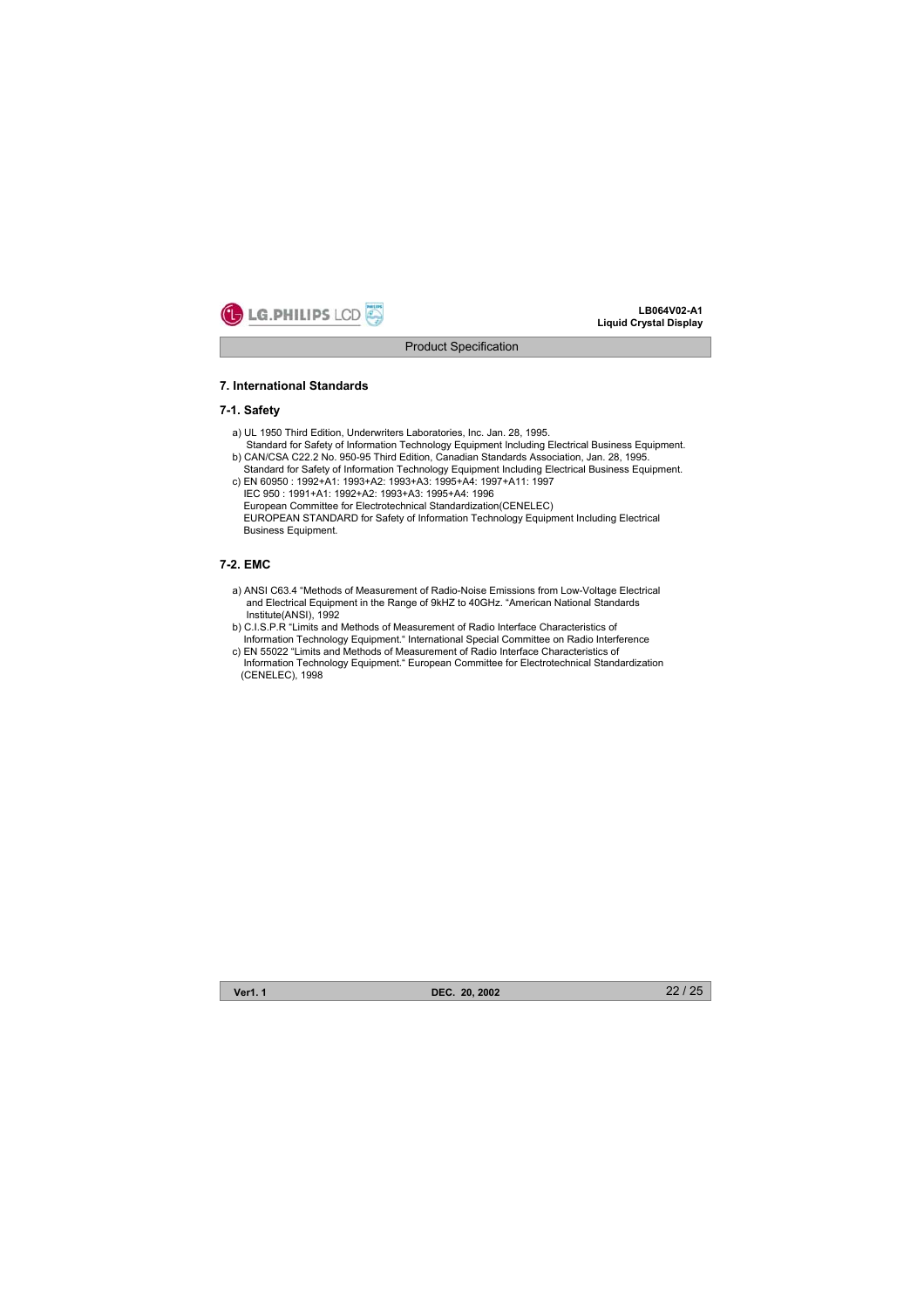## 7. International Standards

### 7-1. Safety

a) UL 1950 Third Edition, Underwriters Laboratories, Inc. Jan. 28, 1995.
   Standard for Safety of Information Technology Equipment Including Electrical Business Equipment.
b) CAN/CSA C22.2 No. 950-95 Third Edition, Canadian Standards Association, Jan. 28, 1995.
   Standard for Safety of Information Technology Equipment Including Electrical Business Equipment.
c) EN 60950 : 1992+A1: 1993+A2: 1993+A3: 1995+A4: 1997+A11: 1997
   IEC 950 : 1991+A1: 1992+A2: 1993+A3: 1995+A4: 1996
   European Committee for Electrotechnical Standardization(CENELEC)
   EUROPEAN STANDARD for Safety of Information Technology Equipment Including Electrical Business Equipment.

### 7-2. EMC

a) ANSI C63.4 "Methods of Measurement of Radio-Noise Emissions from Low-Voltage Electrical and Electrical Equipment in the Range of 9kHZ to 40GHz. "American National Standards Institute(ANSI), 1992
b) C.I.S.P.R "Limits and Methods of Measurement of Radio Interface Characteristics of Information Technology Equipment." International Special Committee on Radio Interference
c) EN 55022 "Limits and Methods of Measurement of Radio Interface Characteristics of Information Technology Equipment." European Committee for Electrotechnical Standardization (CENELEC), 1998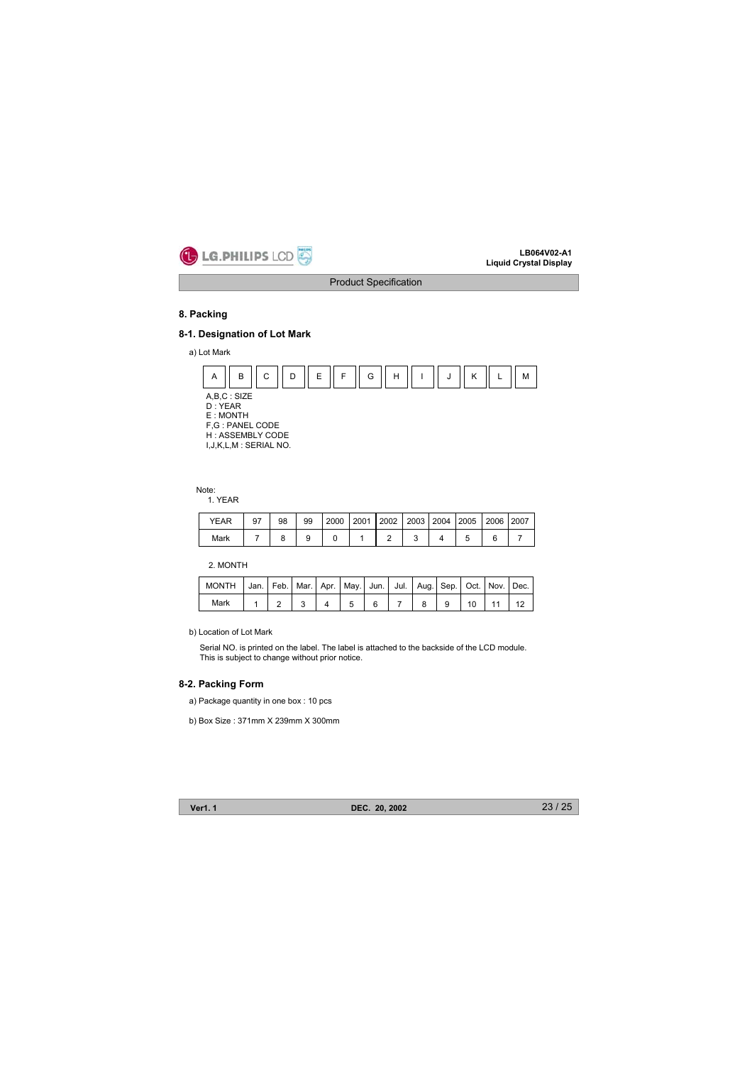## 8. Packing

### 8-1. Designation of Lot Mark

a) Lot Mark

| A | B | C | D | E | F | G | H | I | J | K | L | M |
|---|---|---|---|---|---|---|---|---|---|---|---|---|

A,B,C : SIZE
D : YEAR
E : MONTH
F,G : PANEL CODE
H : ASSEMBLY CODE
I,J,K,L,M : SERIAL NO.

Note:
1. YEAR

| YEAR | 97 | 98 | 99 | 2000 | 2001 | 2002 | 2003 | 2004 | 2005 | 2006 | 2007 |
|---|---|---|---|---|---|---|---|---|---|---|---|
| Mark | 7 | 8 | 9 | 0 | 1 | 2 | 3 | 4 | 5 | 6 | 7 |

2. MONTH

| MONTH | Jan. | Feb. | Mar. | Apr. | May. | Jun. | Jul. | Aug. | Sep. | Oct. | Nov. | Dec. |
|---|---|---|---|---|---|---|---|---|---|---|---|---|
| Mark | 1 | 2 | 3 | 4 | 5 | 6 | 7 | 8 | 9 | 10 | 11 | 12 |

b) Location of Lot Mark

Serial NO. is printed on the label. The label is attached to the backside of the LCD module.
This is subject to change without prior notice.

### 8-2. Packing Form

a) Package quantity in one box : 10 pcs

b) Box Size : 371mm X 239mm X 300mm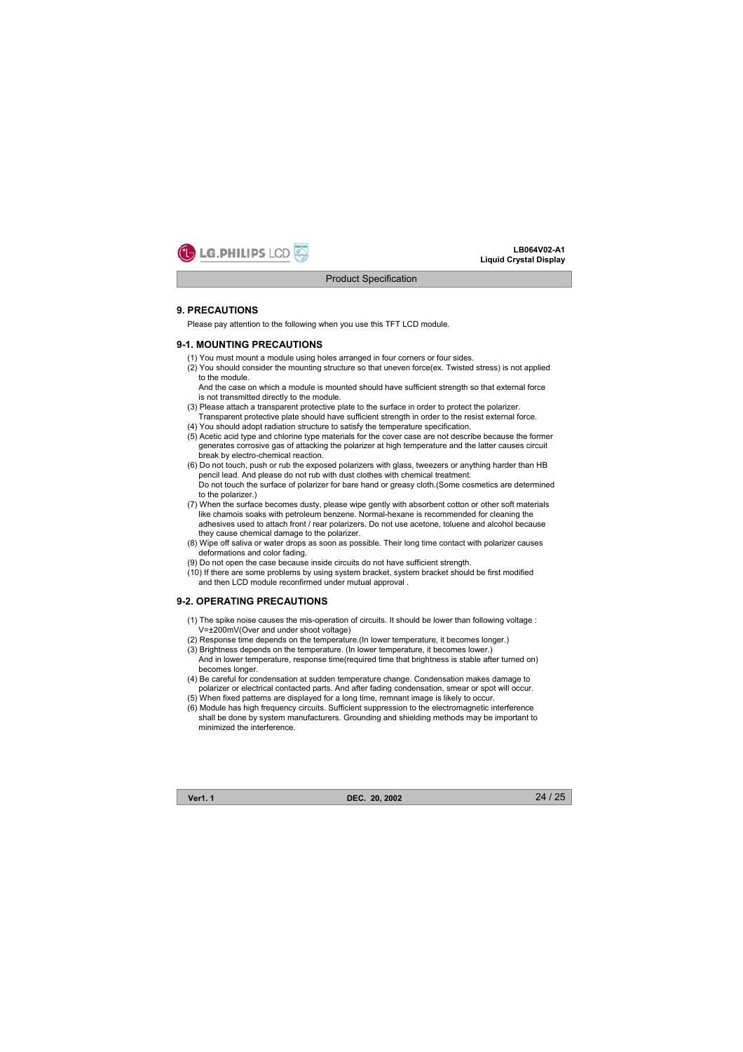## 9. PRECAUTIONS

Please pay attention to the following when you use this TFT LCD module.

### 9-1. MOUNTING PRECAUTIONS

(1) You must mount a module using holes arranged in four corners or four sides.
(2) You should consider the mounting structure so that uneven force(ex. Twisted stress) is not applied to the module.
And the case on which a module is mounted should have sufficient strength so that external force is not transmitted directly to the module.
(3) Please attach a transparent protective plate to the surface in order to protect the polarizer.
Transparent protective plate should have sufficient strength in order to the resist external force.
(4) You should adopt radiation structure to satisfy the temperature specification.
(5) Acetic acid type and chlorine type materials for the cover case are not describe because the former generates corrosive gas of attacking the polarizer at high temperature and the latter causes circuit break by electro-chemical reaction.
(6) Do not touch, push or rub the exposed polarizers with glass, tweezers or anything harder than HB pencil lead. And please do not rub with dust clothes with chemical treatment.
Do not touch the surface of polarizer for bare hand or greasy cloth.(Some cosmetics are determined to the polarizer.)
(7) When the surface becomes dusty, please wipe gently with absorbent cotton or other soft materials like chamois soaks with petroleum benzene. Normal-hexane is recommended for cleaning the adhesives used to attach front / rear polarizers. Do not use acetone, toluene and alcohol because they cause chemical damage to the polarizer.
(8) Wipe off saliva or water drops as soon as possible. Their long time contact with polarizer causes deformations and color fading.
(9) Do not open the case because inside circuits do not have sufficient strength.
(10) If there are some problems by using system bracket, system bracket should be first modified and then LCD module reconfirmed under mutual approval .

### 9-2. OPERATING PRECAUTIONS

(1) The spike noise causes the mis-operation of circuits. It should be lower than following voltage : V=±200mV(Over and under shoot voltage)
(2) Response time depends on the temperature.(In lower temperature, it becomes longer.)
(3) Brightness depends on the temperature. (In lower temperature, it becomes lower.)
And in lower temperature, response time(required time that brightness is stable after turned on) becomes longer.
(4) Be careful for condensation at sudden temperature change. Condensation makes damage to polarizer or electrical contacted parts. And after fading condensation, smear or spot will occur.
(5) When fixed patterns are displayed for a long time, remnant image is likely to occur.
(6) Module has high frequency circuits. Sufficient suppression to the electromagnetic interference shall be done by system manufacturers. Grounding and shielding methods may be important to minimized the interference.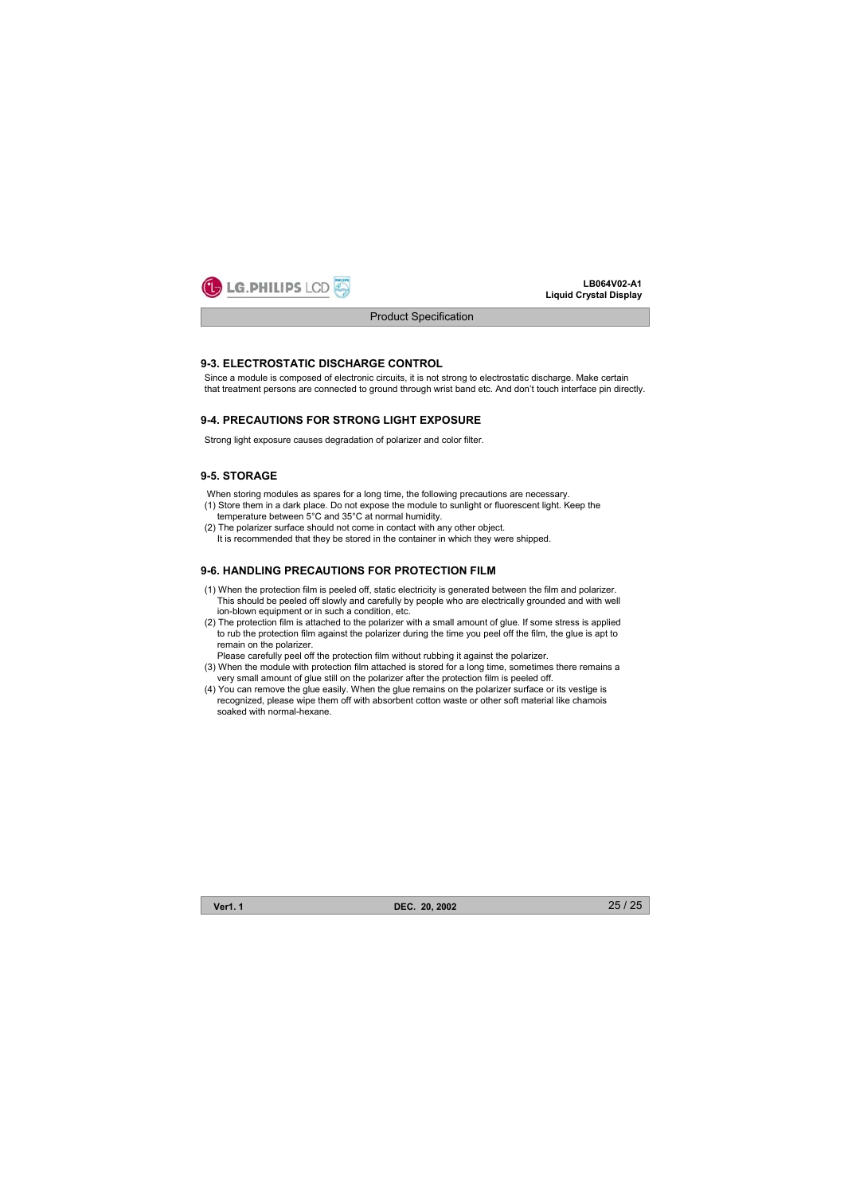### 9-3. ELECTROSTATIC DISCHARGE CONTROL

Since a module is composed of electronic circuits, it is not strong to electrostatic discharge. Make certain that treatment persons are connected to ground through wrist band etc. And don't touch interface pin directly.

### 9-4. PRECAUTIONS FOR STRONG LIGHT EXPOSURE

Strong light exposure causes degradation of polarizer and color filter.

### 9-5. STORAGE

When storing modules as spares for a long time, the following precautions are necessary.

(1) Store them in a dark place. Do not expose the module to sunlight or fluorescent light. Keep the temperature between 5°C and 35°C at normal humidity.

(2) The polarizer surface should not come in contact with any other object.
It is recommended that they be stored in the container in which they were shipped.

### 9-6. HANDLING PRECAUTIONS FOR PROTECTION FILM

(1) When the protection film is peeled off, static electricity is generated between the film and polarizer. This should be peeled off slowly and carefully by people who are electrically grounded and with well ion-blown equipment or in such a condition, etc.

(2) The protection film is attached to the polarizer with a small amount of glue. If some stress is applied to rub the protection film against the polarizer during the time you peel off the film, the glue is apt to remain on the polarizer.
Please carefully peel off the protection film without rubbing it against the polarizer.

(3) When the module with protection film attached is stored for a long time, sometimes there remains a very small amount of glue still on the polarizer after the protection film is peeled off.

(4) You can remove the glue easily. When the glue remains on the polarizer surface or its vestige is recognized, please wipe them off with absorbent cotton waste or other soft material like chamois soaked with normal-hexane.